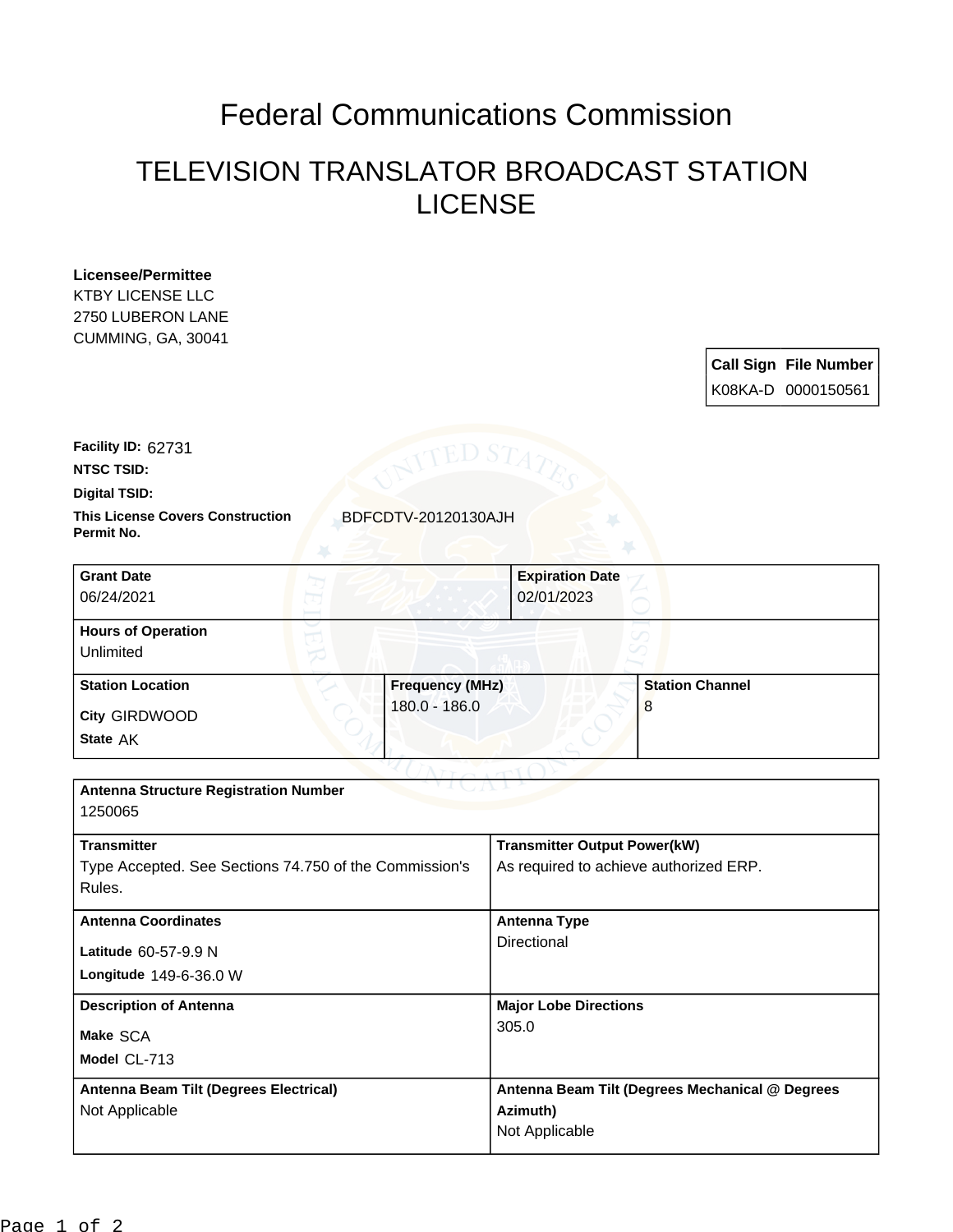# Federal Communications Commission

## TELEVISION TRANSLATOR BROADCAST STATION LICENSE

**Licensee/Permittee**
KTBY LICENSE LLC
2750 LUBERON LANE
CUMMING, GA, 30041

| Call Sign | File Number |
|---|---|
| K08KA-D | 0000150561 |

**Facility ID:** 62731

**NTSC TSID:**

**Digital TSID:**

**This License Covers Construction Permit No.** BDFCDTV-20120130AJH

| Grant Date | Expiration Date |
|---|---|
| 06/24/2021 | 02/01/2023 |

**Hours of Operation**
Unlimited

| Station Location | Frequency (MHz) | Station Channel |
|---|---|---|
| City GIRDWOOD<br>State AK | 180.0 - 186.0 | 8 |

**Antenna Structure Registration Number**
1250065

| Transmitter | Transmitter Output Power(kW) |
|---|---|
| Type Accepted. See Sections 74.750 of the Commission's Rules. | As required to achieve authorized ERP. |

| Antenna Coordinates | Antenna Type |
|---|---|
| Latitude 60-57-9.9 N<br>Longitude 149-6-36.0 W | Directional |

| Description of Antenna | Major Lobe Directions |
|---|---|
| Make SCA<br>Model CL-713 | 305.0 |

| Antenna Beam Tilt (Degrees Electrical) | Antenna Beam Tilt (Degrees Mechanical @ Degrees Azimuth) |
|---|---|
| Not Applicable | Not Applicable |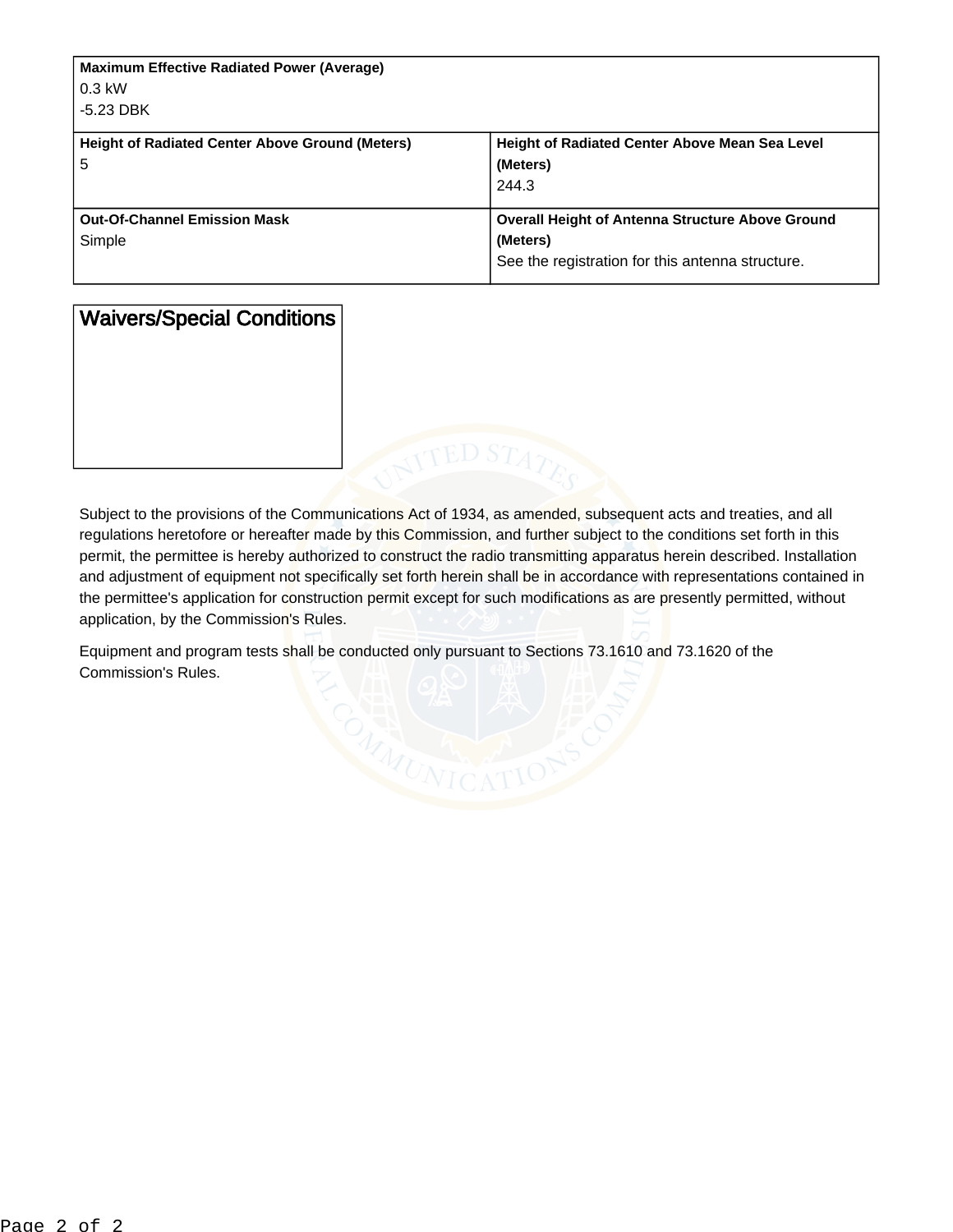| | |
|---|---|
| **Maximum Effective Radiated Power (Average)**<br>0.3 kW<br>-5.23 DBK | |
| **Height of Radiated Center Above Ground (Meters)**<br>5 | **Height of Radiated Center Above Mean Sea Level (Meters)**<br>244.3 |
| **Out-Of-Channel Emission Mask**<br>Simple | **Overall Height of Antenna Structure Above Ground (Meters)**<br>See the registration for this antenna structure. |

## Waivers/Special Conditions

Subject to the provisions of the Communications Act of 1934, as amended, subsequent acts and treaties, and all regulations heretofore or hereafter made by this Commission, and further subject to the conditions set forth in this permit, the permittee is hereby authorized to construct the radio transmitting apparatus herein described. Installation and adjustment of equipment not specifically set forth herein shall be in accordance with representations contained in the permittee's application for construction permit except for such modifications as are presently permitted, without application, by the Commission's Rules.

Equipment and program tests shall be conducted only pursuant to Sections 73.1610 and 73.1620 of the Commission's Rules.